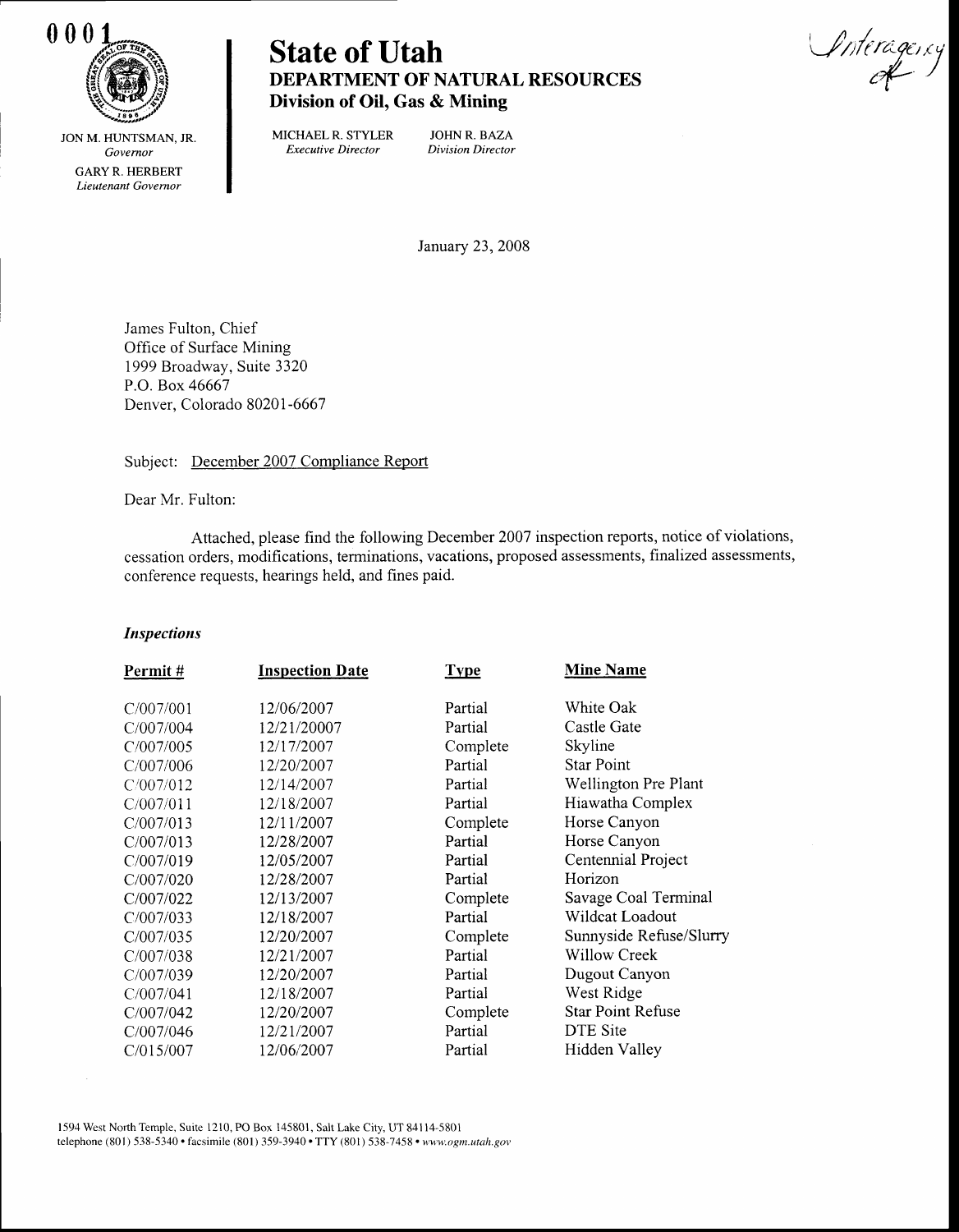0001

# State of Utah

## DEPARTMENT OF NATURAL RESOURCES

### Division of Oil, Gas & Mining

JON M. HUNTSMAN, JR.
*Governor*

GARY R. HERBERT
*Lieutenant Governor*

MICHAEL R. STYLER
*Executive Director*

JOHN R. BAZA
*Division Director*

Interagency

January 23, 2008

James Fulton, Chief
Office of Surface Mining
1999 Broadway, Suite 3320
P.O. Box 46667
Denver, Colorado 80201-6667

Subject: December 2007 Compliance Report

Dear Mr. Fulton:

Attached, please find the following December 2007 inspection reports, notice of violations, cessation orders, modifications, terminations, vacations, proposed assessments, finalized assessments, conference requests, hearings held, and fines paid.

***Inspections***

| Permit # | Inspection Date | Type | Mine Name |
|---|---|---|---|
| C/007/001 | 12/06/2007 | Partial | White Oak |
| C/007/004 | 12/21/20007 | Partial | Castle Gate |
| C/007/005 | 12/17/2007 | Complete | Skyline |
| C/007/006 | 12/20/2007 | Partial | Star Point |
| C/007/012 | 12/14/2007 | Partial | Wellington Pre Plant |
| C/007/011 | 12/18/2007 | Partial | Hiawatha Complex |
| C/007/013 | 12/11/2007 | Complete | Horse Canyon |
| C/007/013 | 12/28/2007 | Partial | Horse Canyon |
| C/007/019 | 12/05/2007 | Partial | Centennial Project |
| C/007/020 | 12/28/2007 | Partial | Horizon |
| C/007/022 | 12/13/2007 | Complete | Savage Coal Terminal |
| C/007/033 | 12/18/2007 | Partial | Wildcat Loadout |
| C/007/035 | 12/20/2007 | Complete | Sunnyside Refuse/Slurry |
| C/007/038 | 12/21/2007 | Partial | Willow Creek |
| C/007/039 | 12/20/2007 | Partial | Dugout Canyon |
| C/007/041 | 12/18/2007 | Partial | West Ridge |
| C/007/042 | 12/20/2007 | Complete | Star Point Refuse |
| C/007/046 | 12/21/2007 | Partial | DTE Site |
| C/015/007 | 12/06/2007 | Partial | Hidden Valley |

1594 West North Temple, Suite 1210, PO Box 145801, Salt Lake City, UT 84114-5801
telephone (801) 538-5340 • facsimile (801) 359-3940 • TTY (801) 538-7458 • *www.ogm.utah.gov*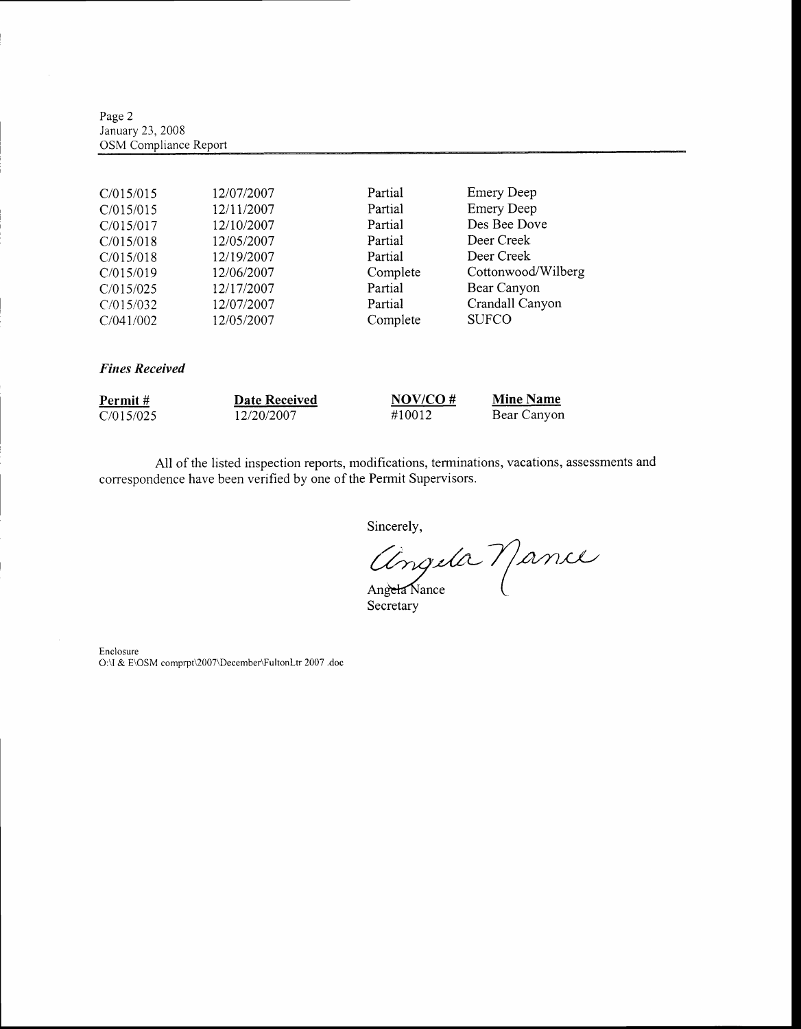| | | | |
|---|---|---|---|
| C/015/015 | 12/07/2007 | Partial | Emery Deep |
| C/015/015 | 12/11/2007 | Partial | Emery Deep |
| C/015/017 | 12/10/2007 | Partial | Des Bee Dove |
| C/015/018 | 12/05/2007 | Partial | Deer Creek |
| C/015/018 | 12/19/2007 | Partial | Deer Creek |
| C/015/019 | 12/06/2007 | Complete | Cottonwood/Wilberg |
| C/015/025 | 12/17/2007 | Partial | Bear Canyon |
| C/015/032 | 12/07/2007 | Partial | Crandall Canyon |
| C/041/002 | 12/05/2007 | Complete | SUFCO |

***Fines Received***

| Permit # | Date Received | NOV/CO # | Mine Name |
|---|---|---|---|
| C/015/025 | 12/20/2007 | #10012 | Bear Canyon |

All of the listed inspection reports, modifications, terminations, vacations, assessments and correspondence have been verified by one of the Permit Supervisors.

Sincerely,

Angela Nance

Angela Nance
Secretary

Enclosure
O:\I & E\OSM comprpt\2007\December\FultonLtr 2007 .doc